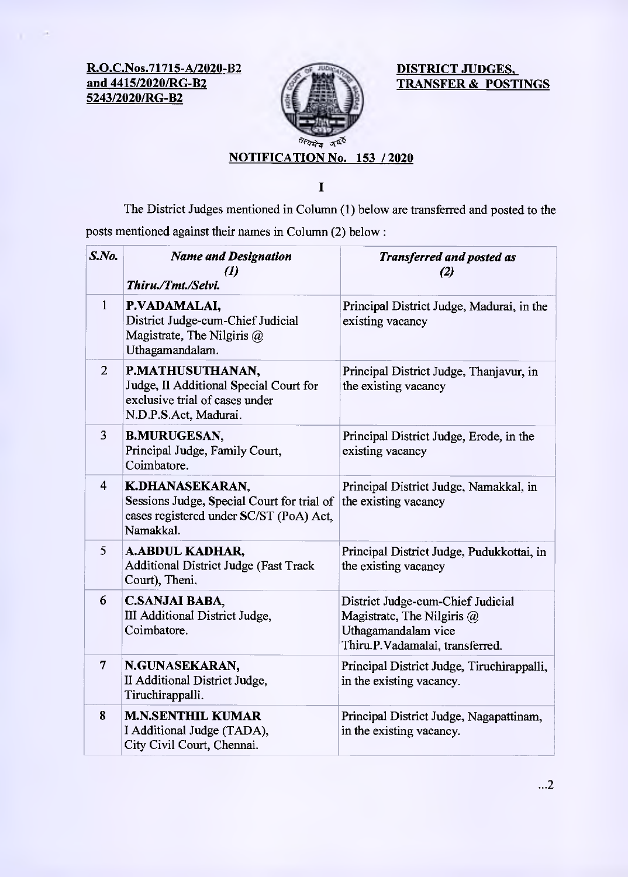**R.O.C.Nos.71715-A/2020-B2 and 4415/2020/RG-B2 5243/2020/RG-B2**

**DISTRICT JUDGES, TRANSFER & POSTINGS**

## NOTIFICATION No. 153 / 2020

**I**

The District Judges mentioned in Column (1) below are transferred and posted to the posts mentioned against their names in Column (2) below :

| *S.No.* | *Name and Designation (1) Thiru./Tmt./Selvi.* | *Transferred and posted as (2)* |
|---|---|---|
| 1 | **P.VADAMALAI,** District Judge-cum-Chief Judicial Magistrate, The Nilgiris @ Uthagamandalam. | Principal District Judge, Madurai, in the existing vacancy |
| 2 | **P.MATHUSUTHANAN,** Judge, II Additional Special Court for exclusive trial of cases under N.D.P.S.Act, Madurai. | Principal District Judge, Thanjavur, in the existing vacancy |
| 3 | **B.MURUGESAN,** Principal Judge, Family Court, Coimbatore. | Principal District Judge, Erode, in the existing vacancy |
| 4 | **K.DHANASEKARAN,** Sessions Judge, Special Court for trial of cases registered under SC/ST (PoA) Act, Namakkal. | Principal District Judge, Namakkal, in the existing vacancy |
| 5 | **A.ABDUL KADHAR,** Additional District Judge (Fast Track Court), Theni. | Principal District Judge, Pudukkottai, in the existing vacancy |
| 6 | **C.SANJAI BABA,** III Additional District Judge, Coimbatore. | District Judge-cum-Chief Judicial Magistrate, The Nilgiris @ Uthagamandalam vice Thiru.P.Vadamalai, transferred. |
| 7 | **N.GUNASEKARAN,** II Additional District Judge, Tiruchirappalli. | Principal District Judge, Tiruchirappalli, in the existing vacancy. |
| 8 | **M.N.SENTHIL KUMAR** I Additional Judge (TADA), City Civil Court, Chennai. | Principal District Judge, Nagapattinam, in the existing vacancy. |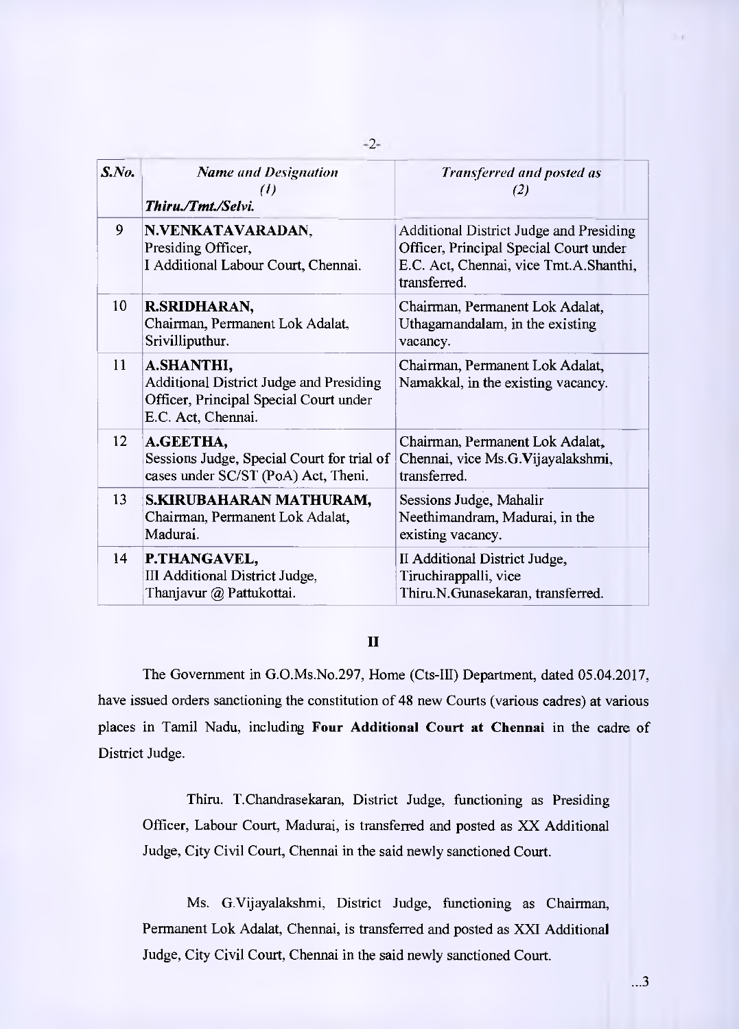| *S.No.* | *Name and Designation* *(1)* ***Thiru./Tmt./Selvi.*** | *Transferred and posted as* *(2)* |
|---|---|---|
| 9 | **N.VENKATAVARADAN,** Presiding Officer, I Additional Labour Court, Chennai. | Additional District Judge and Presiding Officer, Principal Special Court under E.C. Act, Chennai, vice Tmt.A.Shanthi, transferred. |
| 10 | **R.SRIDHARAN,** Chairman, Permanent Lok Adalat, Srivilliputhur. | Chairman, Permanent Lok Adalat, Uthagamandalam, in the existing vacancy. |
| 11 | **A.SHANTHI,** Additional District Judge and Presiding Officer, Principal Special Court under E.C. Act, Chennai. | Chairman, Permanent Lok Adalat, Namakkal, in the existing vacancy. |
| 12 | **A.GEETHA,** Sessions Judge, Special Court for trial of cases under SC/ST (PoA) Act, Theni. | Chairman, Permanent Lok Adalat, Chennai, vice Ms.G.Vijayalakshmi, transferred. |
| 13 | **S.KIRUBAHARAN MATHURAM,** Chairman, Permanent Lok Adalat, Madurai. | Sessions Judge, Mahalir Neethimandram, Madurai, in the existing vacancy. |
| 14 | **P.THANGAVEL,** III Additional District Judge, Thanjavur @ Pattukottai. | II Additional District Judge, Tiruchirappalli, vice Thiru.N.Gunasekaran, transferred. |

## II

The Government in G.O.Ms.No.297, Home (Cts-III) Department, dated 05.04.2017, have issued orders sanctioning the constitution of 48 new Courts (various cadres) at various places in Tamil Nadu, including **Four Additional Court at Chennai** in the cadre of District Judge.

Thiru. T.Chandrasekaran, District Judge, functioning as Presiding Officer, Labour Court, Madurai, is transferred and posted as XX Additional Judge, City Civil Court, Chennai in the said newly sanctioned Court.

Ms. G.Vijayalakshmi, District Judge, functioning as Chairman, Permanent Lok Adalat, Chennai, is transferred and posted as XXI Additional Judge, City Civil Court, Chennai in the said newly sanctioned Court.

...3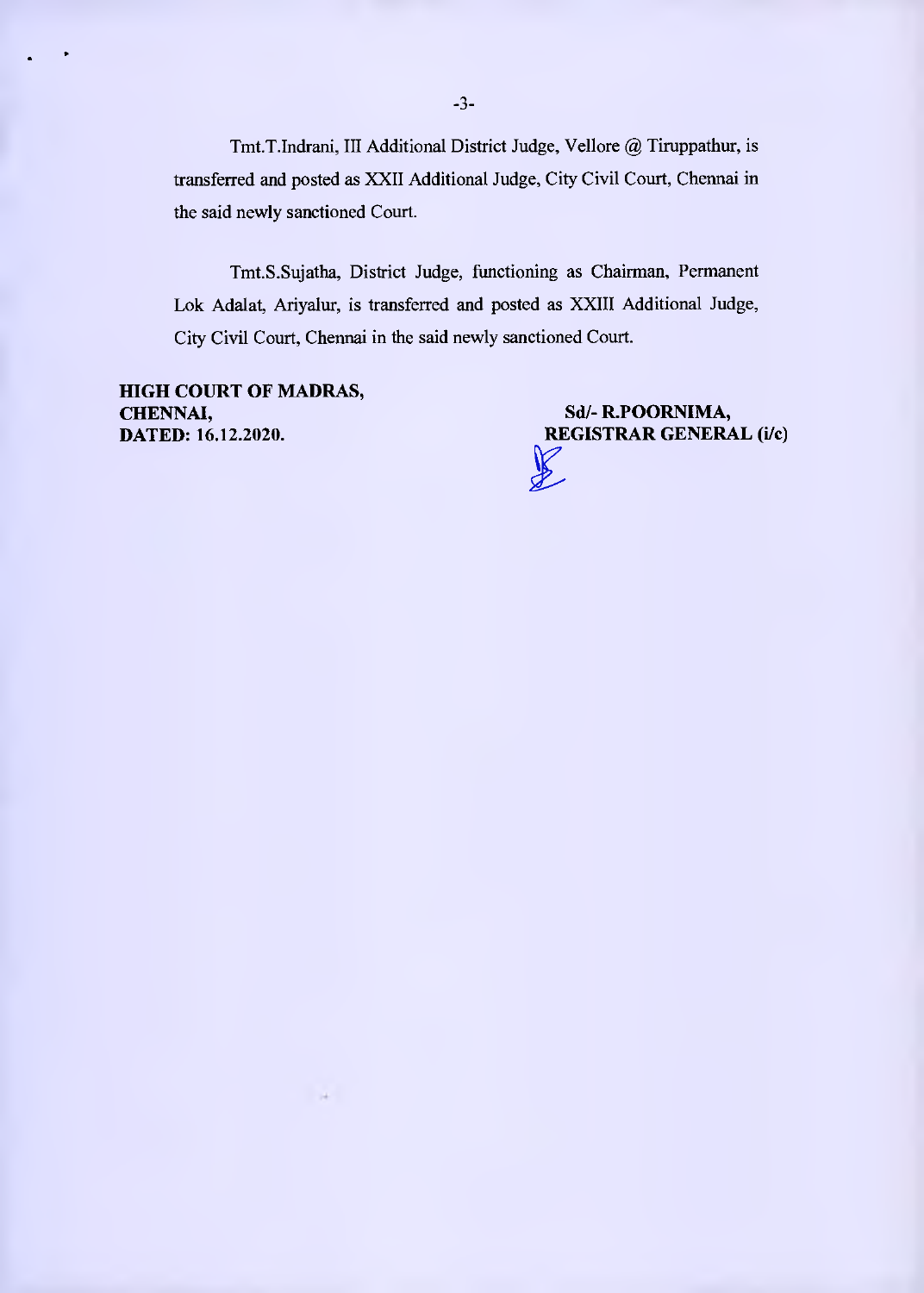Tmt.T.Indrani, III Additional District Judge, Vellore @ Tiruppathur, is transferred and posted as XXII Additional Judge, City Civil Court, Chennai in the said newly sanctioned Court.

Tmt.S.Sujatha, District Judge, functioning as Chairman, Permanent Lok Adalat, Ariyalur, is transferred and posted as XXIII Additional Judge, City Civil Court, Chennai in the said newly sanctioned Court.

**HIGH COURT OF MADRAS,**
**CHENNAI,**
**DATED: 16.12.2020.**

**Sd/- R.POORNIMA,**
**REGISTRAR GENERAL (i/c)**